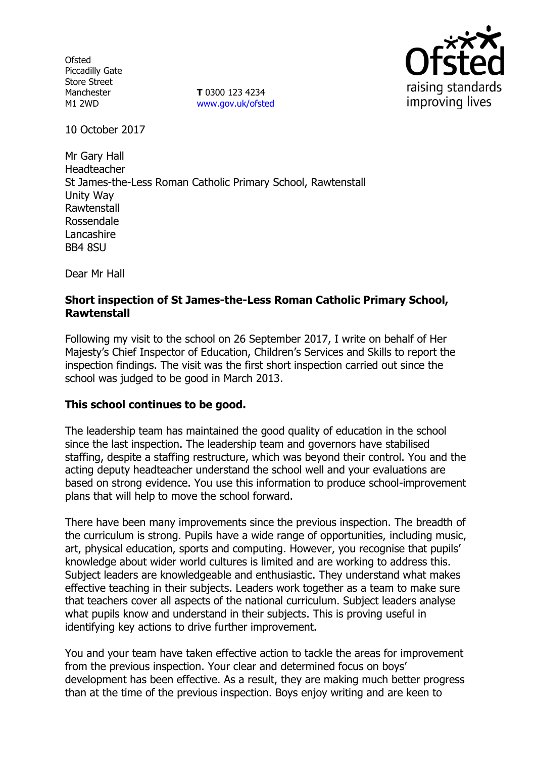Ofsted
Piccadilly Gate
Store Street
Manchester
M1 2WD

**T** 0300 123 4234
www.gov.uk/ofsted

10 October 2017

Mr Gary Hall
Headteacher
St James-the-Less Roman Catholic Primary School, Rawtenstall
Unity Way
Rawtenstall
Rossendale
Lancashire
BB4 8SU

Dear Mr Hall

**Short inspection of St James-the-Less Roman Catholic Primary School, Rawtenstall**

Following my visit to the school on 26 September 2017, I write on behalf of Her Majesty's Chief Inspector of Education, Children's Services and Skills to report the inspection findings. The visit was the first short inspection carried out since the school was judged to be good in March 2013.

**This school continues to be good.**

The leadership team has maintained the good quality of education in the school since the last inspection. The leadership team and governors have stabilised staffing, despite a staffing restructure, which was beyond their control. You and the acting deputy headteacher understand the school well and your evaluations are based on strong evidence. You use this information to produce school-improvement plans that will help to move the school forward.

There have been many improvements since the previous inspection. The breadth of the curriculum is strong. Pupils have a wide range of opportunities, including music, art, physical education, sports and computing. However, you recognise that pupils' knowledge about wider world cultures is limited and are working to address this. Subject leaders are knowledgeable and enthusiastic. They understand what makes effective teaching in their subjects. Leaders work together as a team to make sure that teachers cover all aspects of the national curriculum. Subject leaders analyse what pupils know and understand in their subjects. This is proving useful in identifying key actions to drive further improvement.

You and your team have taken effective action to tackle the areas for improvement from the previous inspection. Your clear and determined focus on boys' development has been effective. As a result, they are making much better progress than at the time of the previous inspection. Boys enjoy writing and are keen to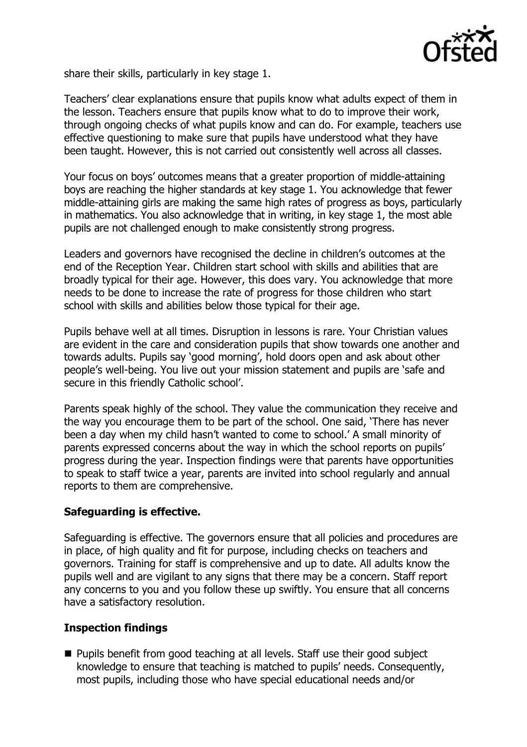share their skills, particularly in key stage 1.

Teachers' clear explanations ensure that pupils know what adults expect of them in the lesson. Teachers ensure that pupils know what to do to improve their work, through ongoing checks of what pupils know and can do. For example, teachers use effective questioning to make sure that pupils have understood what they have been taught. However, this is not carried out consistently well across all classes.

Your focus on boys' outcomes means that a greater proportion of middle-attaining boys are reaching the higher standards at key stage 1. You acknowledge that fewer middle-attaining girls are making the same high rates of progress as boys, particularly in mathematics. You also acknowledge that in writing, in key stage 1, the most able pupils are not challenged enough to make consistently strong progress.

Leaders and governors have recognised the decline in children's outcomes at the end of the Reception Year. Children start school with skills and abilities that are broadly typical for their age. However, this does vary. You acknowledge that more needs to be done to increase the rate of progress for those children who start school with skills and abilities below those typical for their age.

Pupils behave well at all times. Disruption in lessons is rare. Your Christian values are evident in the care and consideration pupils that show towards one another and towards adults. Pupils say 'good morning', hold doors open and ask about other people's well-being. You live out your mission statement and pupils are 'safe and secure in this friendly Catholic school'.

Parents speak highly of the school. They value the communication they receive and the way you encourage them to be part of the school. One said, 'There has never been a day when my child hasn't wanted to come to school.' A small minority of parents expressed concerns about the way in which the school reports on pupils' progress during the year. Inspection findings were that parents have opportunities to speak to staff twice a year, parents are invited into school regularly and annual reports to them are comprehensive.

## Safeguarding is effective.

Safeguarding is effective. The governors ensure that all policies and procedures are in place, of high quality and fit for purpose, including checks on teachers and governors. Training for staff is comprehensive and up to date. All adults know the pupils well and are vigilant to any signs that there may be a concern. Staff report any concerns to you and you follow these up swiftly. You ensure that all concerns have a satisfactory resolution.

## Inspection findings

- Pupils benefit from good teaching at all levels. Staff use their good subject knowledge to ensure that teaching is matched to pupils' needs. Consequently, most pupils, including those who have special educational needs and/or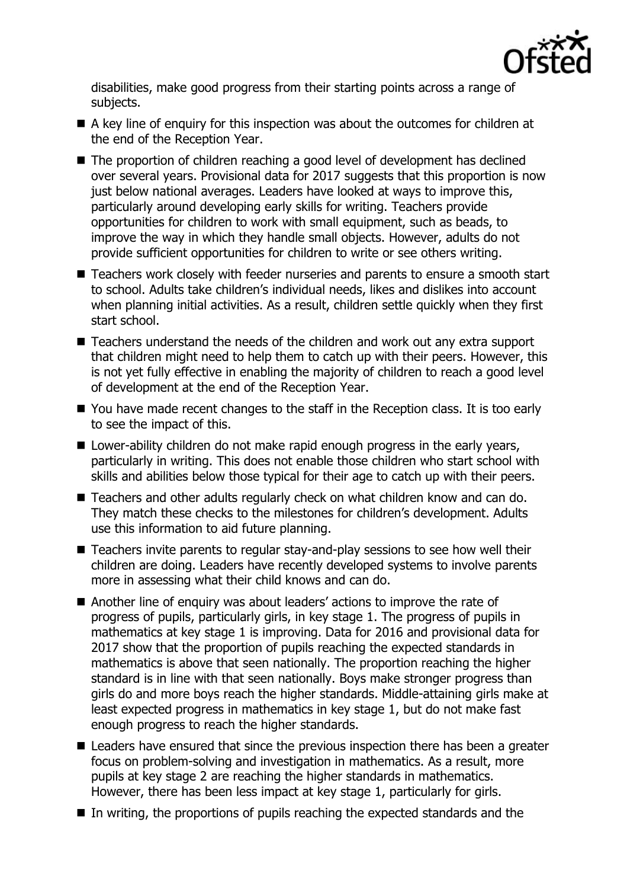disabilities, make good progress from their starting points across a range of subjects.

- A key line of enquiry for this inspection was about the outcomes for children at the end of the Reception Year.
- The proportion of children reaching a good level of development has declined over several years. Provisional data for 2017 suggests that this proportion is now just below national averages. Leaders have looked at ways to improve this, particularly around developing early skills for writing. Teachers provide opportunities for children to work with small equipment, such as beads, to improve the way in which they handle small objects. However, adults do not provide sufficient opportunities for children to write or see others writing.
- Teachers work closely with feeder nurseries and parents to ensure a smooth start to school. Adults take children's individual needs, likes and dislikes into account when planning initial activities. As a result, children settle quickly when they first start school.
- Teachers understand the needs of the children and work out any extra support that children might need to help them to catch up with their peers. However, this is not yet fully effective in enabling the majority of children to reach a good level of development at the end of the Reception Year.
- You have made recent changes to the staff in the Reception class. It is too early to see the impact of this.
- Lower-ability children do not make rapid enough progress in the early years, particularly in writing. This does not enable those children who start school with skills and abilities below those typical for their age to catch up with their peers.
- Teachers and other adults regularly check on what children know and can do. They match these checks to the milestones for children's development. Adults use this information to aid future planning.
- Teachers invite parents to regular stay-and-play sessions to see how well their children are doing. Leaders have recently developed systems to involve parents more in assessing what their child knows and can do.
- Another line of enquiry was about leaders' actions to improve the rate of progress of pupils, particularly girls, in key stage 1. The progress of pupils in mathematics at key stage 1 is improving. Data for 2016 and provisional data for 2017 show that the proportion of pupils reaching the expected standards in mathematics is above that seen nationally. The proportion reaching the higher standard is in line with that seen nationally. Boys make stronger progress than girls do and more boys reach the higher standards. Middle-attaining girls make at least expected progress in mathematics in key stage 1, but do not make fast enough progress to reach the higher standards.
- Leaders have ensured that since the previous inspection there has been a greater focus on problem-solving and investigation in mathematics. As a result, more pupils at key stage 2 are reaching the higher standards in mathematics. However, there has been less impact at key stage 1, particularly for girls.
- In writing, the proportions of pupils reaching the expected standards and the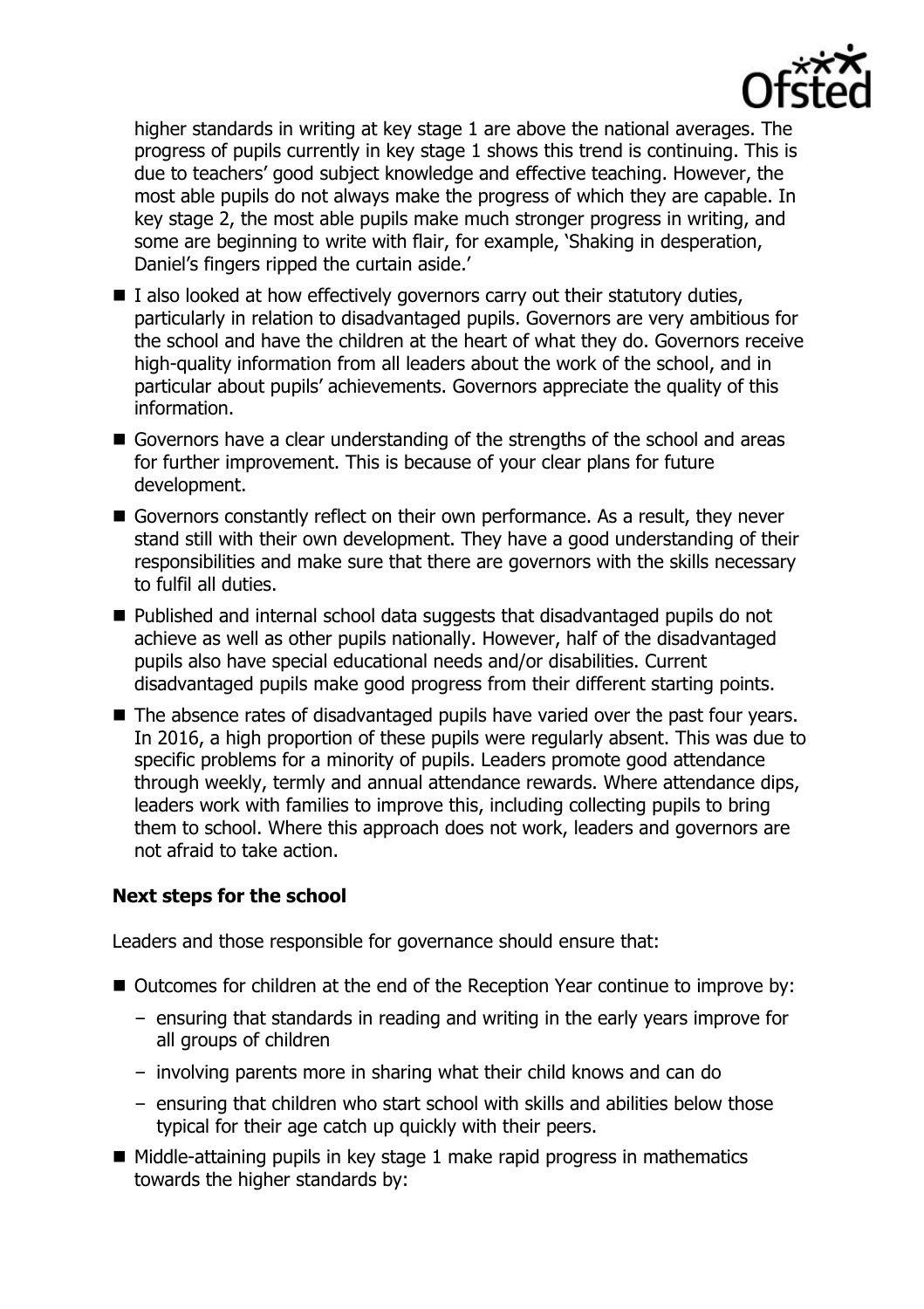higher standards in writing at key stage 1 are above the national averages. The progress of pupils currently in key stage 1 shows this trend is continuing. This is due to teachers' good subject knowledge and effective teaching. However, the most able pupils do not always make the progress of which they are capable. In key stage 2, the most able pupils make much stronger progress in writing, and some are beginning to write with flair, for example, 'Shaking in desperation, Daniel's fingers ripped the curtain aside.'

- I also looked at how effectively governors carry out their statutory duties, particularly in relation to disadvantaged pupils. Governors are very ambitious for the school and have the children at the heart of what they do. Governors receive high-quality information from all leaders about the work of the school, and in particular about pupils' achievements. Governors appreciate the quality of this information.
- Governors have a clear understanding of the strengths of the school and areas for further improvement. This is because of your clear plans for future development.
- Governors constantly reflect on their own performance. As a result, they never stand still with their own development. They have a good understanding of their responsibilities and make sure that there are governors with the skills necessary to fulfil all duties.
- Published and internal school data suggests that disadvantaged pupils do not achieve as well as other pupils nationally. However, half of the disadvantaged pupils also have special educational needs and/or disabilities. Current disadvantaged pupils make good progress from their different starting points.
- The absence rates of disadvantaged pupils have varied over the past four years. In 2016, a high proportion of these pupils were regularly absent. This was due to specific problems for a minority of pupils. Leaders promote good attendance through weekly, termly and annual attendance rewards. Where attendance dips, leaders work with families to improve this, including collecting pupils to bring them to school. Where this approach does not work, leaders and governors are not afraid to take action.

### Next steps for the school

Leaders and those responsible for governance should ensure that:

- Outcomes for children at the end of the Reception Year continue to improve by:
  - ensuring that standards in reading and writing in the early years improve for all groups of children
  - involving parents more in sharing what their child knows and can do
  - ensuring that children who start school with skills and abilities below those typical for their age catch up quickly with their peers.
- Middle-attaining pupils in key stage 1 make rapid progress in mathematics towards the higher standards by: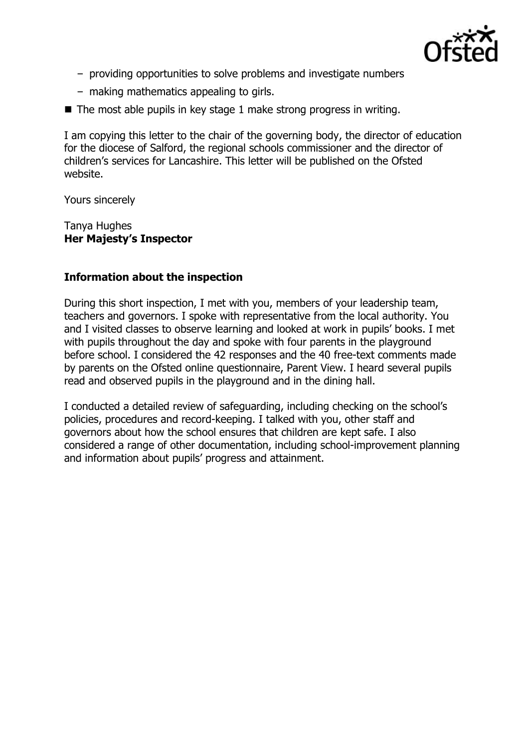- providing opportunities to solve problems and investigate numbers
- making mathematics appealing to girls.

- The most able pupils in key stage 1 make strong progress in writing.

I am copying this letter to the chair of the governing body, the director of education for the diocese of Salford, the regional schools commissioner and the director of children's services for Lancashire. This letter will be published on the Ofsted website.

Yours sincerely

Tanya Hughes
**Her Majesty's Inspector**

## Information about the inspection

During this short inspection, I met with you, members of your leadership team, teachers and governors. I spoke with representative from the local authority. You and I visited classes to observe learning and looked at work in pupils' books. I met with pupils throughout the day and spoke with four parents in the playground before school. I considered the 42 responses and the 40 free-text comments made by parents on the Ofsted online questionnaire, Parent View. I heard several pupils read and observed pupils in the playground and in the dining hall.

I conducted a detailed review of safeguarding, including checking on the school's policies, procedures and record-keeping. I talked with you, other staff and governors about how the school ensures that children are kept safe. I also considered a range of other documentation, including school-improvement planning and information about pupils' progress and attainment.